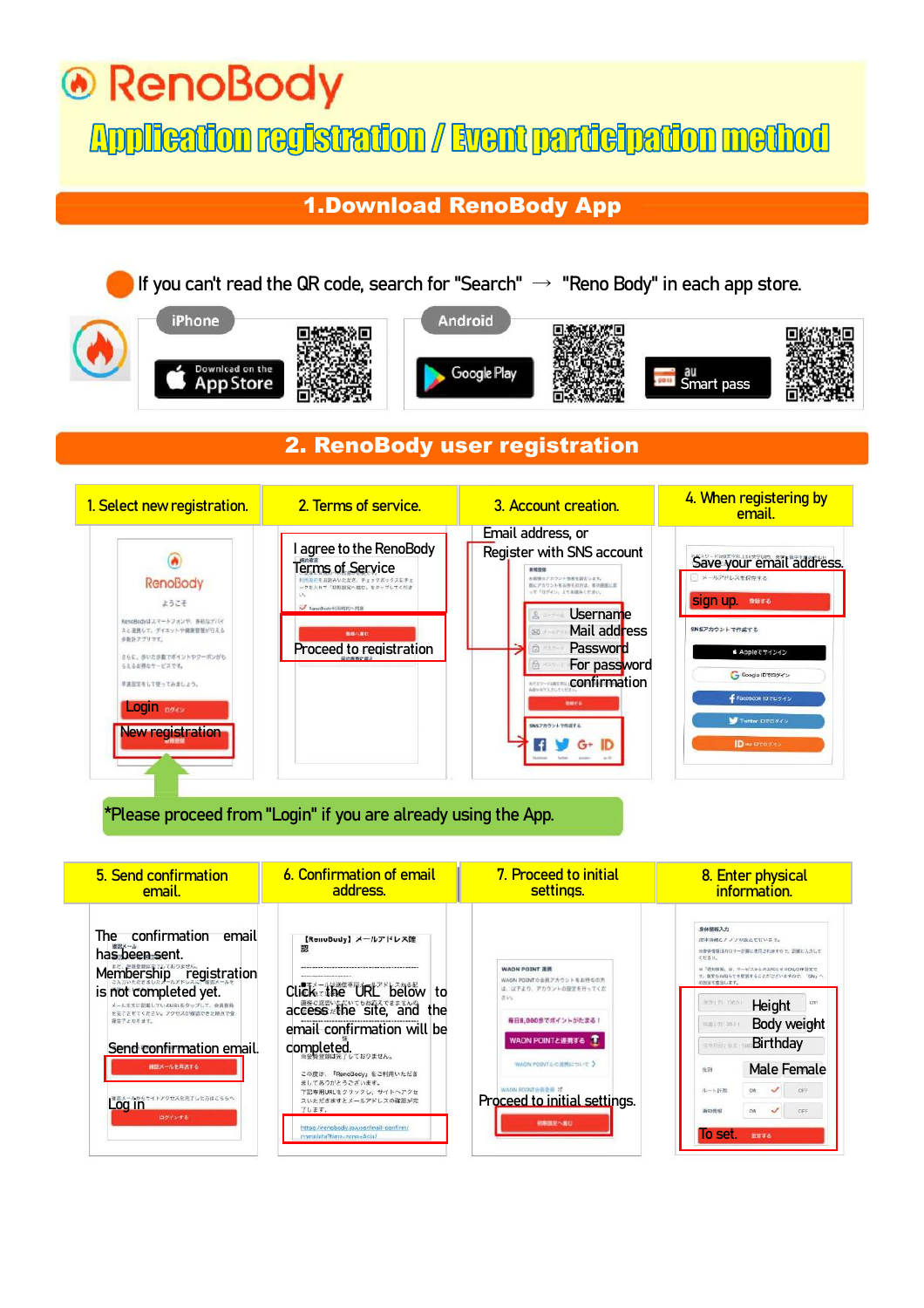# RenoBody

## Application registration / Event participation method

## 1.Download RenoBody App

If you can't read the QR code, search for "Search" → "Reno Body" in each app store.

iPhone — Download on the App Store

Android — Google Play — au Smart pass

## 2. RenoBody user registration

**1. Select new registration.**

Login

New registration

**2. Terms of service.**

I agree to the RenoBody Terms of Service

Proceed to registration

**3. Account creation.**

Email address, or Register with SNS account

Username

Mail address

Password

For password confirmation

**4. When registering by email.**

Save your email address.

sign up.

*Please proceed from "Login" if you are already using the App.

**5. Send confirmation email.**

The confirmation email has been sent.

Membership registration is not completed yet.

Send confirmation email.

Log in

**6. Confirmation of email address.**

【RenoBody】メールアドレス確認

Click the URL below to access the site, and the email confirmation will be completed.

https://renobody.jp/user/mail-confirm/complete?token=...

**7. Proceed to initial settings.**

WAON POINT 連携

Proceed to initial settings.

**8. Enter physical information.**

Height

Body weight

Birthday

Male Female

To set.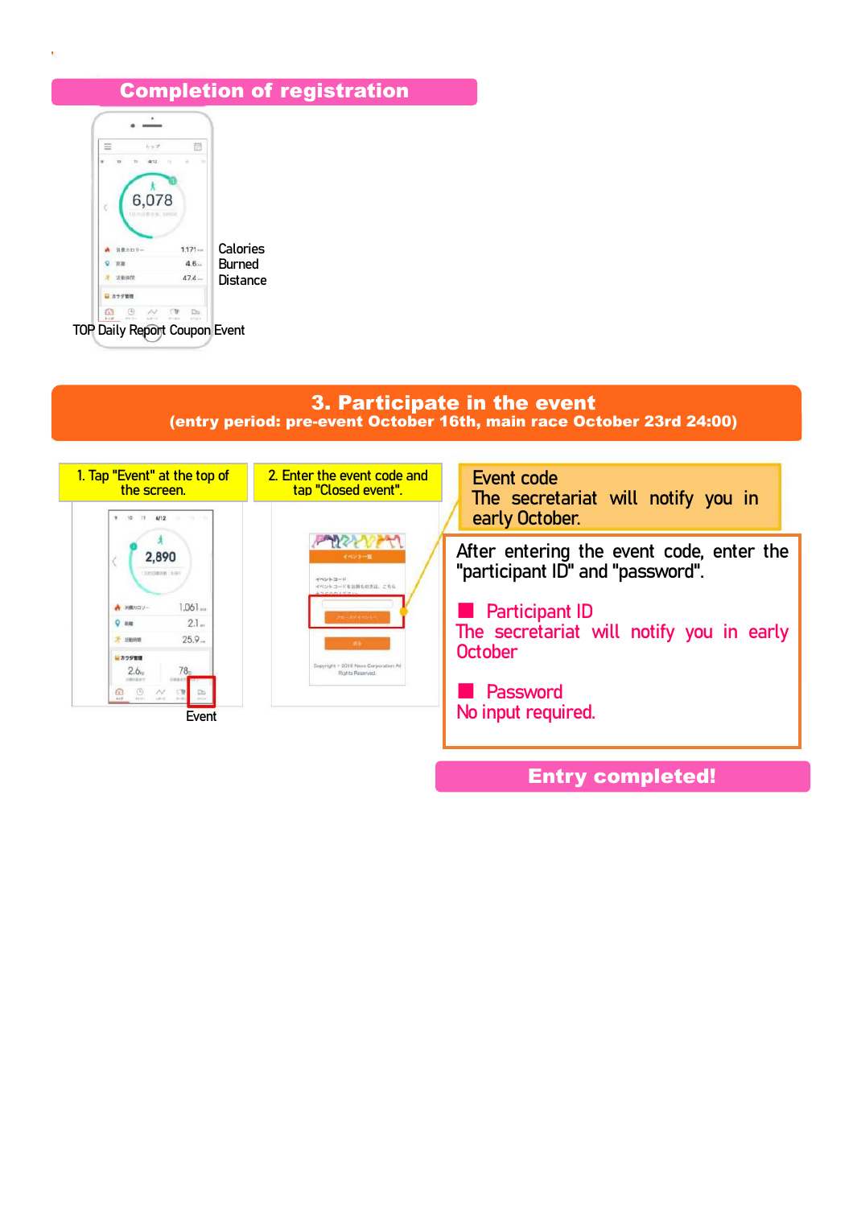## Completion of registration

Calories
Burned
Distance

TOP Daily Report Coupon Event

## 3. Participate in the event

**(entry period: pre-event October 16th, main race October 23rd 24:00)**

1. Tap "Event" at the top of the screen.

Event

2. Enter the event code and tap "Closed event".

Event code
The secretariat will notify you in early October.

After entering the event code, enter the "participant ID" and "password".

■ Participant ID
The secretariat will notify you in early October

■ Password
No input required.

## Entry completed!